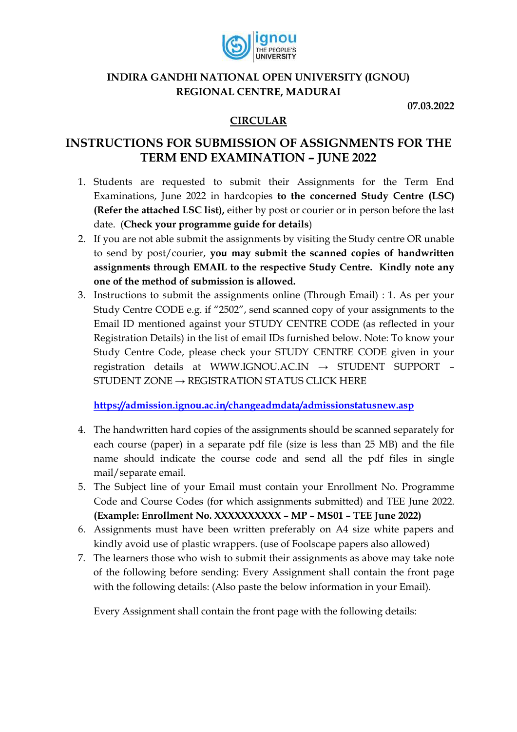**INDIRA GANDHI NATIONAL OPEN UNIVERSITY (IGNOU)**
**REGIONAL CENTRE, MADURAI**

**07.03.2022**

**CIRCULAR**

# INSTRUCTIONS FOR SUBMISSION OF ASSIGNMENTS FOR THE TERM END EXAMINATION – JUNE 2022

1. Students are requested to submit their Assignments for the Term End Examinations, June 2022 in hardcopies **to the concerned Study Centre (LSC) (Refer the attached LSC list),** either by post or courier or in person before the last date. (**Check your programme guide for details**)
2. If you are not able submit the assignments by visiting the Study centre OR unable to send by post/courier, **you may submit the scanned copies of handwritten assignments through EMAIL to the respective Study Centre. Kindly note any one of the method of submission is allowed.**
3. Instructions to submit the assignments online (Through Email) : 1. As per your Study Centre CODE e.g. if "2502", send scanned copy of your assignments to the Email ID mentioned against your STUDY CENTRE CODE (as reflected in your Registration Details) in the list of email IDs furnished below. Note: To know your Study Centre Code, please check your STUDY CENTRE CODE given in your registration details at WWW.IGNOU.AC.IN → STUDENT SUPPORT – STUDENT ZONE → REGISTRATION STATUS CLICK HERE

   **https://admission.ignou.ac.in/changeadmdata/admissionstatusnew.asp**

4. The handwritten hard copies of the assignments should be scanned separately for each course (paper) in a separate pdf file (size is less than 25 MB) and the file name should indicate the course code and send all the pdf files in single mail/separate email.
5. The Subject line of your Email must contain your Enrollment No. Programme Code and Course Codes (for which assignments submitted) and TEE June 2022. **(Example: Enrollment No. XXXXXXXXXX – MP – MS01 – TEE June 2022)**
6. Assignments must have been written preferably on A4 size white papers and kindly avoid use of plastic wrappers. (use of Foolscape papers also allowed)
7. The learners those who wish to submit their assignments as above may take note of the following before sending: Every Assignment shall contain the front page with the following details: (Also paste the below information in your Email).

   Every Assignment shall contain the front page with the following details: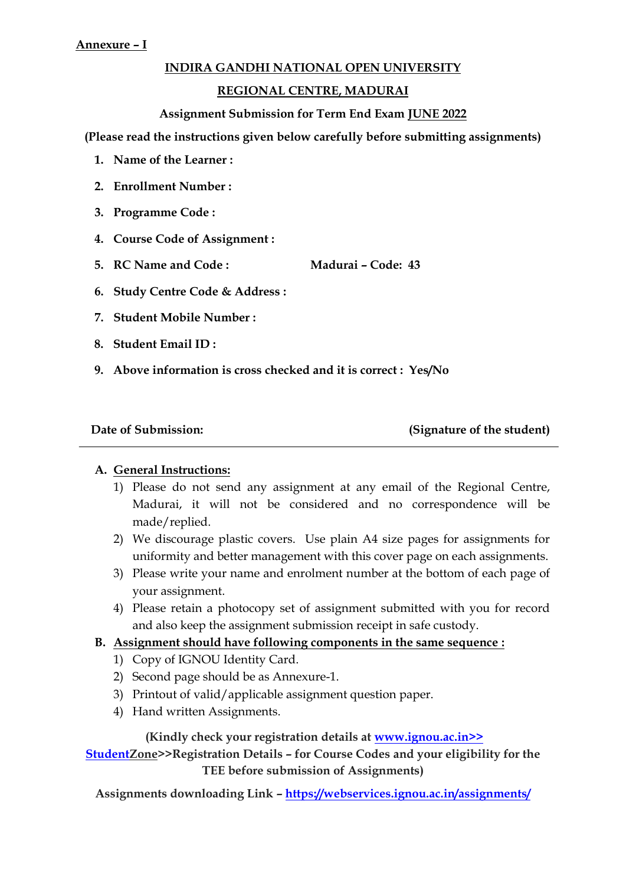**Annexure – I**

# INDIRA GANDHI NATIONAL OPEN UNIVERSITY

## REGIONAL CENTRE, MADURAI

**Assignment Submission for Term End Exam JUNE 2022**

**(Please read the instructions given below carefully before submitting assignments)**

1. **Name of the Learner :**
2. **Enrollment Number :**
3. **Programme Code :**
4. **Course Code of Assignment :**
5. **RC Name and Code :** **Madurai – Code: 43**
6. **Study Centre Code & Address :**
7. **Student Mobile Number :**
8. **Student Email ID :**
9. **Above information is cross checked and it is correct : Yes/No**

**Date of Submission:** **(Signature of the student)**

---

**A. General Instructions:**

1) Please do not send any assignment at any email of the Regional Centre, Madurai, it will not be considered and no correspondence will be made/replied.
2) We discourage plastic covers. Use plain A4 size pages for assignments for uniformity and better management with this cover page on each assignments.
3) Please write your name and enrolment number at the bottom of each page of your assignment.
4) Please retain a photocopy set of assignment submitted with you for record and also keep the assignment submission receipt in safe custody.

**B. Assignment should have following components in the same sequence :**

1) Copy of IGNOU Identity Card.
2) Second page should be as Annexure-1.
3) Printout of valid/applicable assignment question paper.
4) Hand written Assignments.

**(Kindly check your registration details at www.ignou.ac.in>> StudentZone>>Registration Details – for Course Codes and your eligibility for the TEE before submission of Assignments)**

**Assignments downloading Link – https://webservices.ignou.ac.in/assignments/**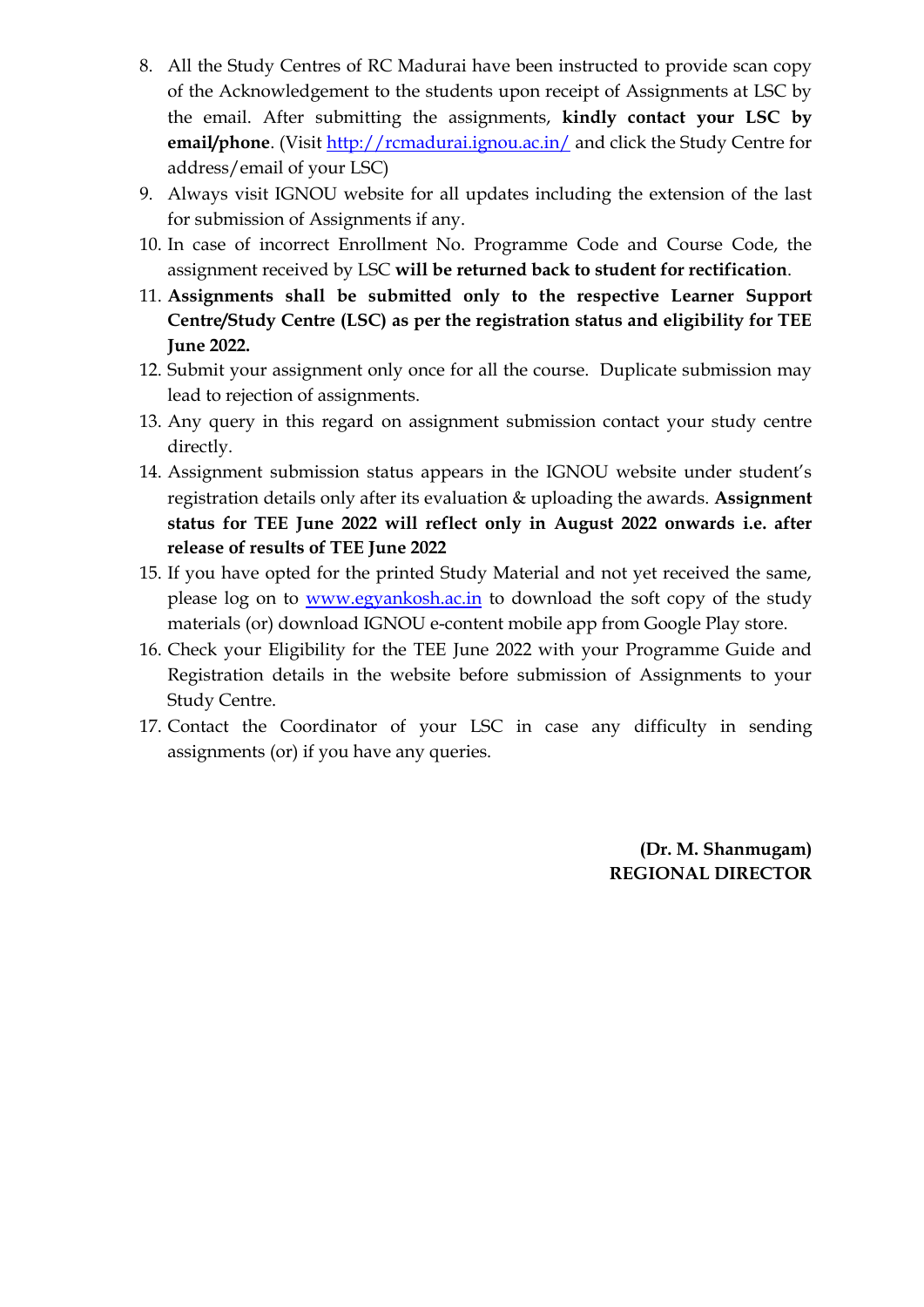8. All the Study Centres of RC Madurai have been instructed to provide scan copy of the Acknowledgement to the students upon receipt of Assignments at LSC by the email. After submitting the assignments, **kindly contact your LSC by email/phone**. (Visit [http://rcmadurai.ignou.ac.in/](http://rcmadurai.ignou.ac.in/) and click the Study Centre for address/email of your LSC)
9. Always visit IGNOU website for all updates including the extension of the last for submission of Assignments if any.
10. In case of incorrect Enrollment No. Programme Code and Course Code, the assignment received by LSC **will be returned back to student for rectification**.
11. **Assignments shall be submitted only to the respective Learner Support Centre/Study Centre (LSC) as per the registration status and eligibility for TEE June 2022.**
12. Submit your assignment only once for all the course. Duplicate submission may lead to rejection of assignments.
13. Any query in this regard on assignment submission contact your study centre directly.
14. Assignment submission status appears in the IGNOU website under student's registration details only after its evaluation & uploading the awards. **Assignment status for TEE June 2022 will reflect only in August 2022 onwards i.e. after release of results of TEE June 2022**
15. If you have opted for the printed Study Material and not yet received the same, please log on to [www.egyankosh.ac.in](http://www.egyankosh.ac.in) to download the soft copy of the study materials (or) download IGNOU e-content mobile app from Google Play store.
16. Check your Eligibility for the TEE June 2022 with your Programme Guide and Registration details in the website before submission of Assignments to your Study Centre.
17. Contact the Coordinator of your LSC in case any difficulty in sending assignments (or) if you have any queries.

**(Dr. M. Shanmugam)**
**REGIONAL DIRECTOR**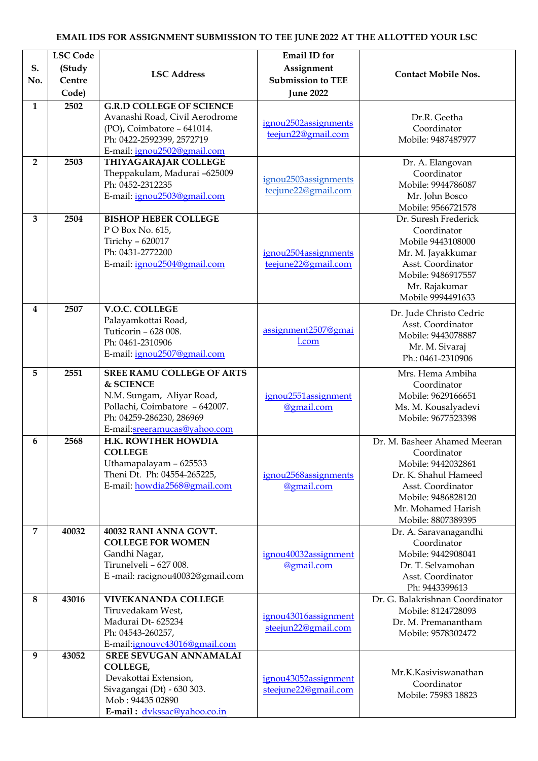**EMAIL IDS FOR ASSIGNMENT SUBMISSION TO TEE JUNE 2022 AT THE ALLOTTED YOUR LSC**

| S. No. | LSC Code (Study Centre Code) | LSC Address | Email ID for Assignment Submission to TEE June 2022 | Contact Mobile Nos. |
|---|---|---|---|---|
| 1 | 2502 | **G.R.D COLLEGE OF SCIENCE** Avanashi Road, Civil Aerodrome (PO), Coimbatore – 641014. Ph: 0422-2592399, 2572719 E-mail: ignou2502@gmail.com | ignou2502assignmentsteejun22@gmail.com | Dr.R. Geetha Coordinator Mobile: 9487487977 |
| 2 | 2503 | **THIYAGARAJAR COLLEGE** Theppakulam, Madurai –625009 Ph: 0452-2312235 E-mail: ignou2503@gmail.com | ignou2503assignmentsteejune22@gmail.com | Dr. A. Elangovan Coordinator Mobile: 9944786087 Mr. John Bosco Mobile: 9566721578 |
| 3 | 2504 | **BISHOP HEBER COLLEGE** P O Box No. 615, Tirichy – 620017 Ph: 0431-2772200 E-mail: ignou2504@gmail.com | ignou2504assignmentsteejune22@gmail.com | Dr. Suresh Frederick Coordinator Mobile 9443108000 Mr. M. Jayakkumar Asst. Coordinator Mobile: 9486917557 Mr. Rajakumar Mobile 9994491633 |
| 4 | 2507 | **V.O.C. COLLEGE** Palayamkottai Road, Tuticorin – 628 008. Ph: 0461-2310906 E-mail: ignou2507@gmail.com | assignment2507@gmail.com | Dr. Jude Christo Cedric Asst. Coordinator Mobile: 9443078887 Mr. M. Sivaraj Ph.: 0461-2310906 |
| 5 | 2551 | **SREE RAMU COLLEGE OF ARTS & SCIENCE** N.M. Sungam, Aliyar Road, Pollachi, Coimbatore – 642007. Ph: 04259-286230, 286969 E-mail:sreeramucas@yahoo.com | ignou2551assignment@gmail.com | Mrs. Hema Ambiha Coordinator Mobile: 9629166651 Ms. M. Kousalyadevi Mobile: 9677523398 |
| 6 | 2568 | **H.K. ROWTHER HOWDIA COLLEGE** Uthamapalayam – 625533 Theni Dt. Ph: 04554-265225, E-mail: howdia2568@gmail.com | ignou2568assignments@gmail.com | Dr. M. Basheer Ahamed Meeran Coordinator Mobile: 9442032861 Dr. K. Shahul Hameed Asst. Coordinator Mobile: 9486828120 Mr. Mohamed Harish Mobile: 8807389395 |
| 7 | 40032 | **40032 RANI ANNA GOVT. COLLEGE FOR WOMEN** Gandhi Nagar, Tirunelveli – 627 008. E -mail: racignou40032@gmail.com | ignou40032assignment@gmail.com | Dr. A. Saravanagandhi Coordinator Mobile: 9442908041 Dr. T. Selvamohan Asst. Coordinator Ph: 9443399613 |
| 8 | 43016 | **VIVEKANANDA COLLEGE** Tiruvedakam West, Madurai Dt- 625234 Ph: 04543-260257, E-mail:ignouvc43016@gmail.com | ignou43016assignmentsteejun22@gmail.com | Dr. G. Balakrishnan Coordinator Mobile: 8124728093 Dr. M. Premanantham Mobile: 9578302472 |
| 9 | 43052 | **SREE SEVUGAN ANNAMALAI COLLEGE,** Devakottai Extension, Sivagangai (Dt) - 630 303. Mob : 94435 02890 **E-mail :** dvkssac@yahoo.co.in | ignou43052assignmentsteejune22@gmail.com | Mr.K.Kasiviswanathan Coordinator Mobile: 75983 18823 |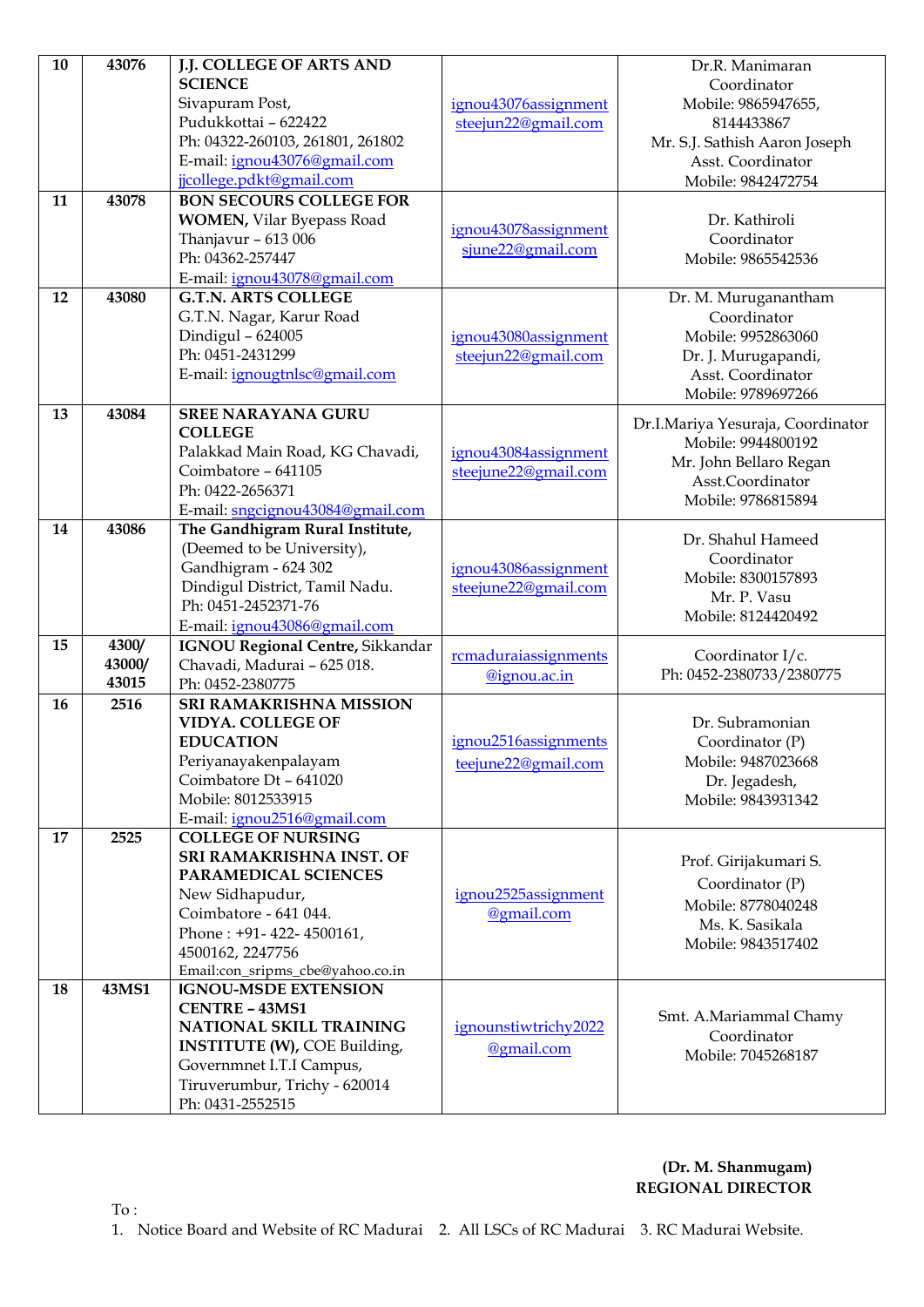| | | | | |
|---|---|---|---|---|
| 10 | 43076 | **J.J. COLLEGE OF ARTS AND SCIENCE**<br>Sivapuram Post,<br>Pudukkottai – 622422<br>Ph: 04322-260103, 261801, 261802<br>E-mail: ignou43076@gmail.com<br>jjcollege.pdkt@gmail.com | ignou43076assignment steejun22@gmail.com | Dr.R. Manimaran<br>Coordinator<br>Mobile: 9865947655, 8144433867<br>Mr. S.J. Sathish Aaron Joseph<br>Asst. Coordinator<br>Mobile: 9842472754 |
| 11 | 43078 | **BON SECOURS COLLEGE FOR WOMEN,** Vilar Byepass Road<br>Thanjavur – 613 006<br>Ph: 04362-257447<br>E-mail: ignou43078@gmail.com | ignou43078assignment sjune22@gmail.com | Dr. Kathiroli<br>Coordinator<br>Mobile: 9865542536 |
| 12 | 43080 | **G.T.N. ARTS COLLEGE**<br>G.T.N. Nagar, Karur Road<br>Dindigul – 624005<br>Ph: 0451-2431299<br>E-mail: ignougtnlsc@gmail.com | ignou43080assignment steejun22@gmail.com | Dr. M. Muruganantham<br>Coordinator<br>Mobile: 9952863060<br>Dr. J. Murugapandi,<br>Asst. Coordinator<br>Mobile: 9789697266 |
| 13 | 43084 | **SREE NARAYANA GURU COLLEGE**<br>Palakkad Main Road, KG Chavadi,<br>Coimbatore – 641105<br>Ph: 0422-2656371<br>E-mail: sngcignou43084@gmail.com | ignou43084assignment steejune22@gmail.com | Dr.I.Mariya Yesuraja, Coordinator<br>Mobile: 9944800192<br>Mr. John Bellaro Regan<br>Asst.Coordinator<br>Mobile: 9786815894 |
| 14 | 43086 | **The Gandhigram Rural Institute,**<br>(Deemed to be University),<br>Gandhigram - 624 302<br>Dindigul District, Tamil Nadu.<br>Ph: 0451-2452371-76<br>E-mail: ignou43086@gmail.com | ignou43086assignment steejune22@gmail.com | Dr. Shahul Hameed<br>Coordinator<br>Mobile: 8300157893<br>Mr. P. Vasu<br>Mobile: 8124420492 |
| 15 | 4300/ 43000/ 43015 | **IGNOU Regional Centre,** Sikkandar Chavadi, Madurai – 625 018.<br>Ph: 0452-2380775 | rcmaduraiassignments @ignou.ac.in | Coordinator I/c.<br>Ph: 0452-2380733/2380775 |
| 16 | 2516 | **SRI RAMAKRISHNA MISSION VIDYA. COLLEGE OF EDUCATION**<br>Periyanayakenpalayam<br>Coimbatore Dt – 641020<br>Mobile: 8012533915<br>E-mail: ignou2516@gmail.com | ignou2516assignments teejune22@gmail.com | Dr. Subramonian<br>Coordinator (P)<br>Mobile: 9487023668<br>Dr. Jegadesh,<br>Mobile: 9843931342 |
| 17 | 2525 | **COLLEGE OF NURSING SRI RAMAKRISHNA INST. OF PARAMEDICAL SCIENCES**<br>New Sidhapudur,<br>Coimbatore - 641 044.<br>Phone : +91- 422- 4500161, 4500162, 2247756<br>Email:con_sripms_cbe@yahoo.co.in | ignou2525assignment @gmail.com | Prof. Girijakumari S.<br>Coordinator (P)<br>Mobile: 8778040248<br>Ms. K. Sasikala<br>Mobile: 9843517402 |
| 18 | 43MS1 | **IGNOU-MSDE EXTENSION CENTRE – 43MS1 NATIONAL SKILL TRAINING INSTITUTE (W),** COE Building,<br>Governmnet I.T.I Campus,<br>Tiruverumbur, Trichy - 620014<br>Ph: 0431-2552515 | ignounstiwtrichy2022 @gmail.com | Smt. A.Mariammal Chamy<br>Coordinator<br>Mobile: 7045268187 |

**(Dr. M. Shanmugam)**
**REGIONAL DIRECTOR**

To :
1. Notice Board and Website of RC Madurai 2. All LSCs of RC Madurai 3. RC Madurai Website.